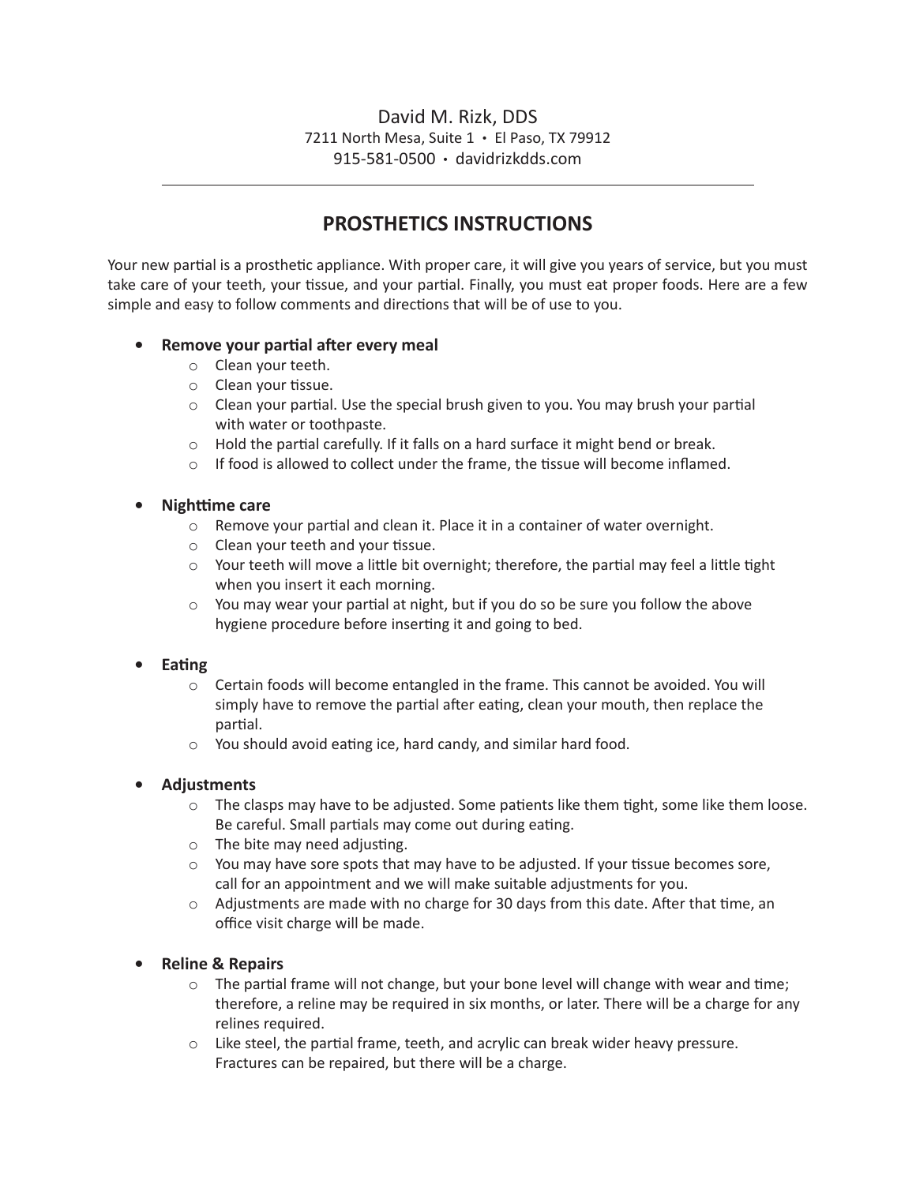David M. Rizk, DDS

7211 North Mesa, Suite 1 • El Paso, TX 79912

915-581-0500 • davidrizkdds.com

---

# PROSTHETICS INSTRUCTIONS

Your new partial is a prosthetic appliance. With proper care, it will give you years of service, but you must take care of your teeth, your tissue, and your partial. Finally, you must eat proper foods. Here are a few simple and easy to follow comments and directions that will be of use to you.

- **Remove your partial after every meal**
  - Clean your teeth.
  - Clean your tissue.
  - Clean your partial. Use the special brush given to you. You may brush your partial with water or toothpaste.
  - Hold the partial carefully. If it falls on a hard surface it might bend or break.
  - If food is allowed to collect under the frame, the tissue will become inflamed.

- **Nighttime care**
  - Remove your partial and clean it. Place it in a container of water overnight.
  - Clean your teeth and your tissue.
  - Your teeth will move a little bit overnight; therefore, the partial may feel a little tight when you insert it each morning.
  - You may wear your partial at night, but if you do so be sure you follow the above hygiene procedure before inserting it and going to bed.

- **Eating**
  - Certain foods will become entangled in the frame. This cannot be avoided. You will simply have to remove the partial after eating, clean your mouth, then replace the partial.
  - You should avoid eating ice, hard candy, and similar hard food.

- **Adjustments**
  - The clasps may have to be adjusted. Some patients like them tight, some like them loose. Be careful. Small partials may come out during eating.
  - The bite may need adjusting.
  - You may have sore spots that may have to be adjusted. If your tissue becomes sore, call for an appointment and we will make suitable adjustments for you.
  - Adjustments are made with no charge for 30 days from this date. After that time, an office visit charge will be made.

- **Reline & Repairs**
  - The partial frame will not change, but your bone level will change with wear and time; therefore, a reline may be required in six months, or later. There will be a charge for any relines required.
  - Like steel, the partial frame, teeth, and acrylic can break wider heavy pressure. Fractures can be repaired, but there will be a charge.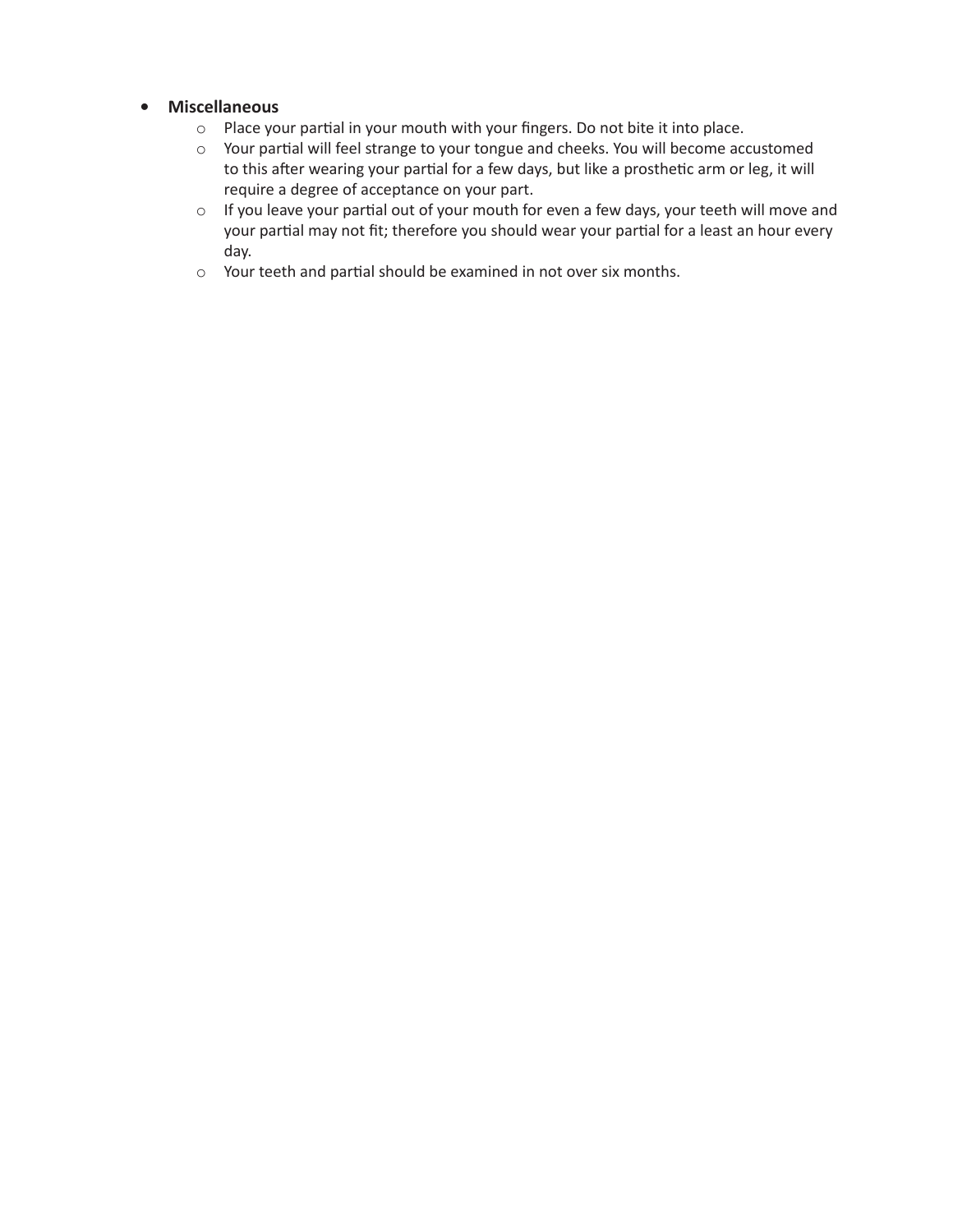- **Miscellaneous**
  - Place your partial in your mouth with your fingers. Do not bite it into place.
  - Your partial will feel strange to your tongue and cheeks. You will become accustomed to this after wearing your partial for a few days, but like a prosthetic arm or leg, it will require a degree of acceptance on your part.
  - If you leave your partial out of your mouth for even a few days, your teeth will move and your partial may not fit; therefore you should wear your partial for a least an hour every day.
  - Your teeth and partial should be examined in not over six months.